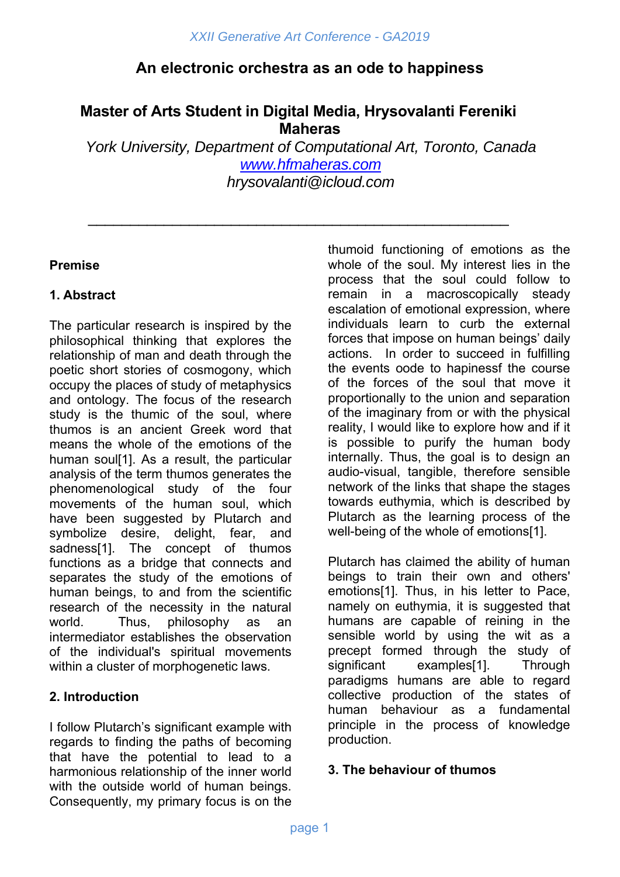# An electronic orchestra as an ode to happiness

**Master of Arts Student in Digital Media, Hrysovalanti Fereniki Maheras**

*York University, Department of Computational Art, Toronto, Canada*
*www.hfmaheras.com*
*hrysovalanti@icloud.com*

---

**Premise**

## 1. Abstract

The particular research is inspired by the philosophical thinking that explores the relationship of man and death through the poetic short stories of cosmogony, which occupy the places of study of metaphysics and ontology. The focus of the research study is the thumic of the soul, where thumos is an ancient Greek word that means the whole of the emotions of the human soul[1]. As a result, the particular analysis of the term thumos generates the phenomenological study of the four movements of the human soul, which have been suggested by Plutarch and symbolize desire, delight, fear, and sadness[1]. The concept of thumos functions as a bridge that connects and separates the study of the emotions of human beings, to and from the scientific research of the necessity in the natural world. Thus, philosophy as an intermediator establishes the observation of the individual's spiritual movements within a cluster of morphogenetic laws.

## 2. Introduction

I follow Plutarch's significant example with regards to finding the paths of becoming that have the potential to lead to a harmonious relationship of the inner world with the outside world of human beings. Consequently, my primary focus is on the thumoid functioning of emotions as the whole of the soul. My interest lies in the process that the soul could follow to remain in a macroscopically steady escalation of emotional expression, where individuals learn to curb the external forces that impose on human beings' daily actions. In order to succeed in fulfilling the events oode to hapinessf the course of the forces of the soul that move it proportionally to the union and separation of the imaginary from or with the physical reality, I would like to explore how and if it is possible to purify the human body internally. Thus, the goal is to design an audio-visual, tangible, therefore sensible network of the links that shape the stages towards euthymia, which is described by Plutarch as the learning process of the well-being of the whole of emotions[1].

Plutarch has claimed the ability of human beings to train their own and others' emotions[1]. Thus, in his letter to Pace, namely on euthymia, it is suggested that humans are capable of reining in the sensible world by using the wit as a precept formed through the study of significant examples[1]. Through paradigms humans are able to regard collective production of the states of human behaviour as a fundamental principle in the process of knowledge production.

## 3. The behaviour of thumos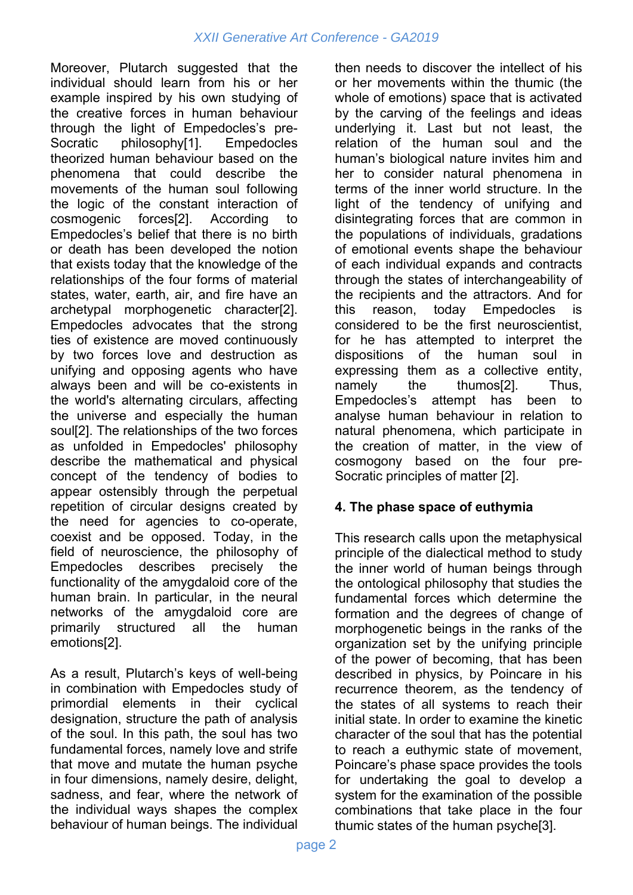Moreover, Plutarch suggested that the individual should learn from his or her example inspired by his own studying of the creative forces in human behaviour through the light of Empedocles's pre-Socratic philosophy[1]. Empedocles theorized human behaviour based on the phenomena that could describe the movements of the human soul following the logic of the constant interaction of cosmogenic forces[2]. According to Empedocles's belief that there is no birth or death has been developed the notion that exists today that the knowledge of the relationships of the four forms of material states, water, earth, air, and fire have an archetypal morphogenetic character[2]. Empedocles advocates that the strong ties of existence are moved continuously by two forces love and destruction as unifying and opposing agents who have always been and will be co-existents in the world's alternating circulars, affecting the universe and especially the human soul[2]. The relationships of the two forces as unfolded in Empedocles' philosophy describe the mathematical and physical concept of the tendency of bodies to appear ostensibly through the perpetual repetition of circular designs created by the need for agencies to co-operate, coexist and be opposed. Today, in the field of neuroscience, the philosophy of Empedocles describes precisely the functionality of the amygdaloid core of the human brain. In particular, in the neural networks of the amygdaloid core are primarily structured all the human emotions[2].

As a result, Plutarch's keys of well-being in combination with Empedocles study of primordial elements in their cyclical designation, structure the path of analysis of the soul. In this path, the soul has two fundamental forces, namely love and strife that move and mutate the human psyche in four dimensions, namely desire, delight, sadness, and fear, where the network of the individual ways shapes the complex behaviour of human beings. The individual then needs to discover the intellect of his or her movements within the thumic (the whole of emotions) space that is activated by the carving of the feelings and ideas underlying it. Last but not least, the relation of the human soul and the human's biological nature invites him and her to consider natural phenomena in terms of the inner world structure. In the light of the tendency of unifying and disintegrating forces that are common in the populations of individuals, gradations of emotional events shape the behaviour of each individual expands and contracts through the states of interchangeability of the recipients and the attractors. And for this reason, today Empedocles is considered to be the first neuroscientist, for he has attempted to interpret the dispositions of the human soul in expressing them as a collective entity, namely the thumos[2]. Thus, Empedocles's attempt has been to analyse human behaviour in relation to natural phenomena, which participate in the creation of matter, in the view of cosmogony based on the four pre-Socratic principles of matter [2].

## 4. The phase space of euthymia

This research calls upon the metaphysical principle of the dialectical method to study the inner world of human beings through the ontological philosophy that studies the fundamental forces which determine the formation and the degrees of change of morphogenetic beings in the ranks of the organization set by the unifying principle of the power of becoming, that has been described in physics, by Poincare in his recurrence theorem, as the tendency of the states of all systems to reach their initial state. In order to examine the kinetic character of the soul that has the potential to reach a euthymic state of movement, Poincare's phase space provides the tools for undertaking the goal to develop a system for the examination of the possible combinations that take place in the four thumic states of the human psyche[3].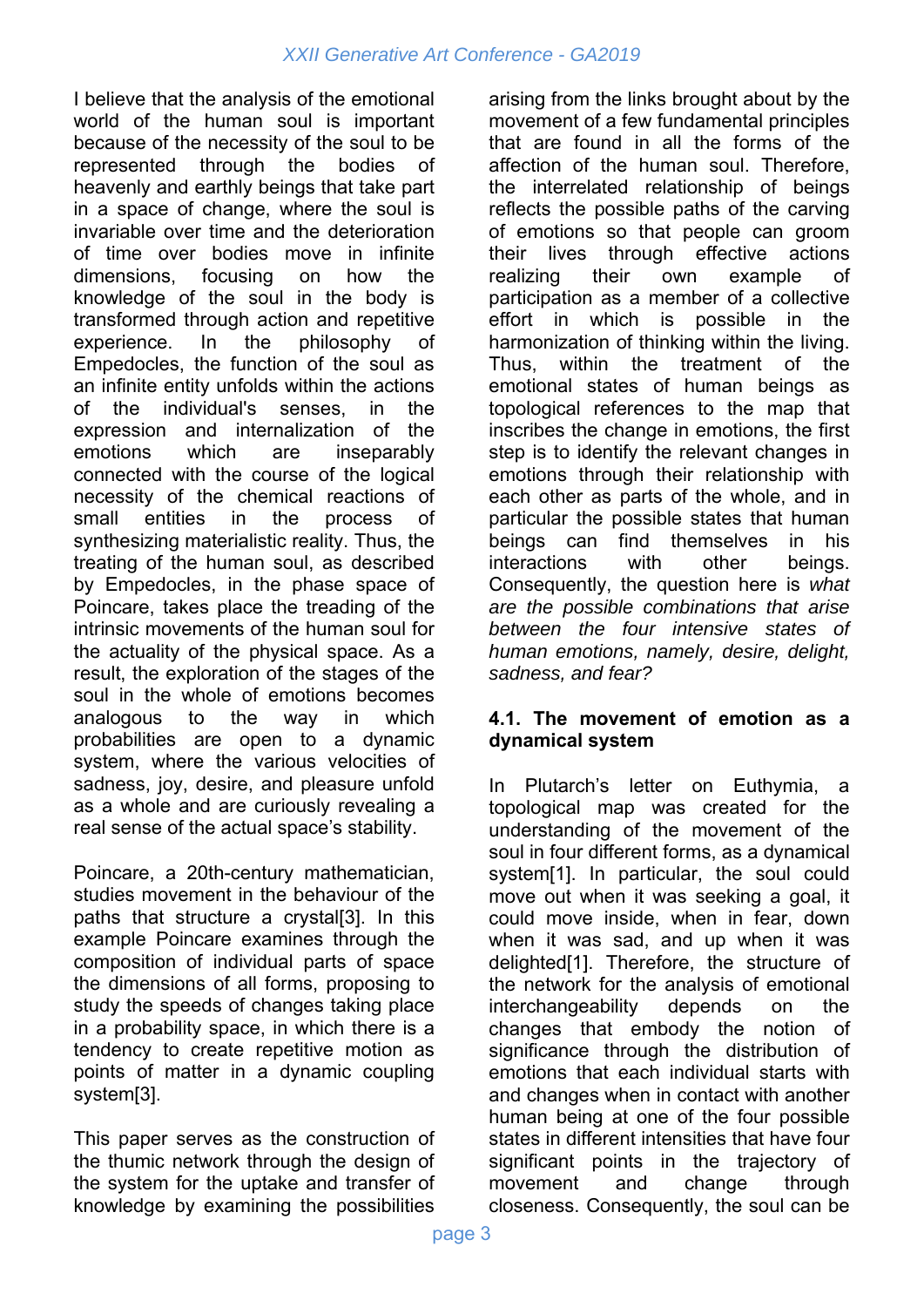I believe that the analysis of the emotional world of the human soul is important because of the necessity of the soul to be represented through the bodies of heavenly and earthly beings that take part in a space of change, where the soul is invariable over time and the deterioration of time over bodies move in infinite dimensions, focusing on how the knowledge of the soul in the body is transformed through action and repetitive experience. In the philosophy of Empedocles, the function of the soul as an infinite entity unfolds within the actions of the individual's senses, in the expression and internalization of the emotions which are inseparably connected with the course of the logical necessity of the chemical reactions of small entities in the process of synthesizing materialistic reality. Thus, the treating of the human soul, as described by Empedocles, in the phase space of Poincare, takes place the treading of the intrinsic movements of the human soul for the actuality of the physical space. As a result, the exploration of the stages of the soul in the whole of emotions becomes analogous to the way in which probabilities are open to a dynamic system, where the various velocities of sadness, joy, desire, and pleasure unfold as a whole and are curiously revealing a real sense of the actual space's stability.

Poincare, a 20th-century mathematician, studies movement in the behaviour of the paths that structure a crystal[3]. In this example Poincare examines through the composition of individual parts of space the dimensions of all forms, proposing to study the speeds of changes taking place in a probability space, in which there is a tendency to create repetitive motion as points of matter in a dynamic coupling system[3].

This paper serves as the construction of the thumic network through the design of the system for the uptake and transfer of knowledge by examining the possibilities arising from the links brought about by the movement of a few fundamental principles that are found in all the forms of the affection of the human soul. Therefore, the interrelated relationship of beings reflects the possible paths of the carving of emotions so that people can groom their lives through effective actions realizing their own example of participation as a member of a collective effort in which is possible in the harmonization of thinking within the living. Thus, within the treatment of the emotional states of human beings as topological references to the map that inscribes the change in emotions, the first step is to identify the relevant changes in emotions through their relationship with each other as parts of the whole, and in particular the possible states that human beings can find themselves in his interactions with other beings. Consequently, the question here is *what are the possible combinations that arise between the four intensive states of human emotions, namely, desire, delight, sadness, and fear?*

### 4.1. The movement of emotion as a dynamical system

In Plutarch's letter on Euthymia, a topological map was created for the understanding of the movement of the soul in four different forms, as a dynamical system[1]. In particular, the soul could move out when it was seeking a goal, it could move inside, when in fear, down when it was sad, and up when it was delighted[1]. Therefore, the structure of the network for the analysis of emotional interchangeability depends on the changes that embody the notion of significance through the distribution of emotions that each individual starts with and changes when in contact with another human being at one of the four possible states in different intensities that have four significant points in the trajectory of movement and change through closeness. Consequently, the soul can be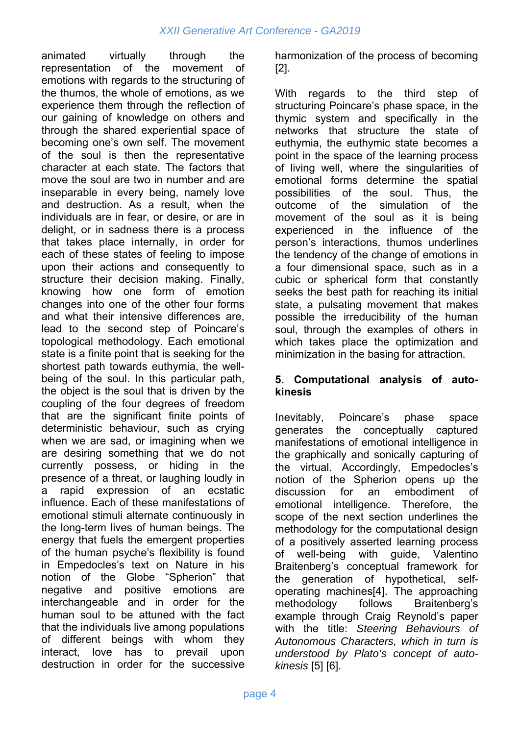animated virtually through the representation of the movement of emotions with regards to the structuring of the thumos, the whole of emotions, as we experience them through the reflection of our gaining of knowledge on others and through the shared experiential space of becoming one's own self. The movement of the soul is then the representative character at each state. The factors that move the soul are two in number and are inseparable in every being, namely love and destruction. As a result, when the individuals are in fear, or desire, or are in delight, or in sadness there is a process that takes place internally, in order for each of these states of feeling to impose upon their actions and consequently to structure their decision making. Finally, knowing how one form of emotion changes into one of the other four forms and what their intensive differences are, lead to the second step of Poincare's topological methodology. Each emotional state is a finite point that is seeking for the shortest path towards euthymia, the well-being of the soul. In this particular path, the object is the soul that is driven by the coupling of the four degrees of freedom that are the significant finite points of deterministic behaviour, such as crying when we are sad, or imagining when we are desiring something that we do not currently possess, or hiding in the presence of a threat, or laughing loudly in a rapid expression of an ecstatic influence. Each of these manifestations of emotional stimuli alternate continuously in the long-term lives of human beings. The energy that fuels the emergent properties of the human psyche's flexibility is found in Empedocles's text on Nature in his notion of the Globe "Spherion" that negative and positive emotions are interchangeable and in order for the human soul to be attuned with the fact that the individuals live among populations of different beings with whom they interact, love has to prevail upon destruction in order for the successive harmonization of the process of becoming [2].

With regards to the third step of structuring Poincare's phase space, in the thymic system and specifically in the networks that structure the state of euthymia, the euthymic state becomes a point in the space of the learning process of living well, where the singularities of emotional forms determine the spatial possibilities of the soul. Thus, the outcome of the simulation of the movement of the soul as it is being experienced in the influence of the person's interactions, thumos underlines the tendency of the change of emotions in a four dimensional space, such as in a cubic or spherical form that constantly seeks the best path for reaching its initial state, a pulsating movement that makes possible the irreducibility of the human soul, through the examples of others in which takes place the optimization and minimization in the basing for attraction.

## 5. Computational analysis of auto-kinesis

Inevitably, Poincare's phase space generates the conceptually captured manifestations of emotional intelligence in the graphically and sonically capturing of the virtual. Accordingly, Empedocles's notion of the Spherion opens up the discussion for an embodiment of emotional intelligence. Therefore, the scope of the next section underlines the methodology for the computational design of a positively asserted learning process of well-being with guide, Valentino Braitenberg's conceptual framework for the generation of hypothetical, self-operating machines[4]. The approaching methodology follows Braitenberg's example through Craig Reynold's paper with the title: *Steering Behaviours of Autonomous Characters, which in turn is understood by Plato's concept of auto-kinesis* [5] [6].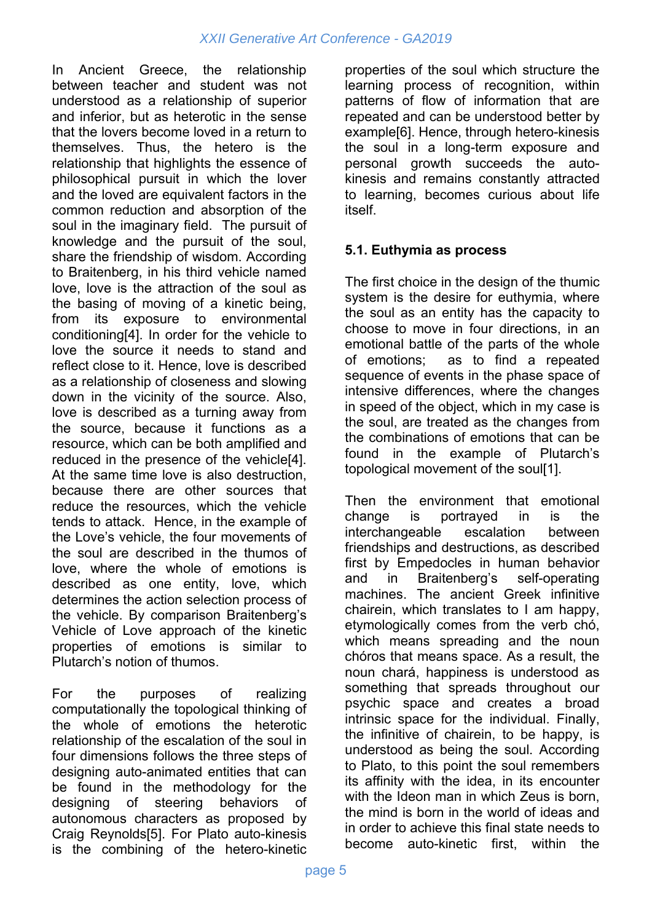In Ancient Greece, the relationship between teacher and student was not understood as a relationship of superior and inferior, but as heterotic in the sense that the lovers become loved in a return to themselves. Thus, the hetero is the relationship that highlights the essence of philosophical pursuit in which the lover and the loved are equivalent factors in the common reduction and absorption of the soul in the imaginary field. The pursuit of knowledge and the pursuit of the soul, share the friendship of wisdom. According to Braitenberg, in his third vehicle named love, love is the attraction of the soul as the basing of moving of a kinetic being, from its exposure to environmental conditioning[4]. In order for the vehicle to love the source it needs to stand and reflect close to it. Hence, love is described as a relationship of closeness and slowing down in the vicinity of the source. Also, love is described as a turning away from the source, because it functions as a resource, which can be both amplified and reduced in the presence of the vehicle[4]. At the same time love is also destruction, because there are other sources that reduce the resources, which the vehicle tends to attack. Hence, in the example of the Love's vehicle, the four movements of the soul are described in the thumos of love, where the whole of emotions is described as one entity, love, which determines the action selection process of the vehicle. By comparison Braitenberg's Vehicle of Love approach of the kinetic properties of emotions is similar to Plutarch's notion of thumos.

For the purposes of realizing computationally the topological thinking of the whole of emotions the heterotic relationship of the escalation of the soul in four dimensions follows the three steps of designing auto-animated entities that can be found in the methodology for the designing of steering behaviors of autonomous characters as proposed by Craig Reynolds[5]. For Plato auto-kinesis is the combining of the hetero-kinetic properties of the soul which structure the learning process of recognition, within patterns of flow of information that are repeated and can be understood better by example[6]. Hence, through hetero-kinesis the soul in a long-term exposure and personal growth succeeds the auto-kinesis and remains constantly attracted to learning, becomes curious about life itself.

### 5.1. Euthymia as process

The first choice in the design of the thumic system is the desire for euthymia, where the soul as an entity has the capacity to choose to move in four directions, in an emotional battle of the parts of the whole of emotions; as to find a repeated sequence of events in the phase space of intensive differences, where the changes in speed of the object, which in my case is the soul, are treated as the changes from the combinations of emotions that can be found in the example of Plutarch's topological movement of the soul[1].

Then the environment that emotional change is portrayed in is the interchangeable escalation between friendships and destructions, as described first by Empedocles in human behavior and in Braitenberg's self-operating machines. The ancient Greek infinitive chairein, which translates to I am happy, etymologically comes from the verb chó, which means spreading and the noun chóros that means space. As a result, the noun chará, happiness is understood as something that spreads throughout our psychic space and creates a broad intrinsic space for the individual. Finally, the infinitive of chairein, to be happy, is understood as being the soul. According to Plato, to this point the soul remembers its affinity with the idea, in its encounter with the Ideon man in which Zeus is born, the mind is born in the world of ideas and in order to achieve this final state needs to become auto-kinetic first, within the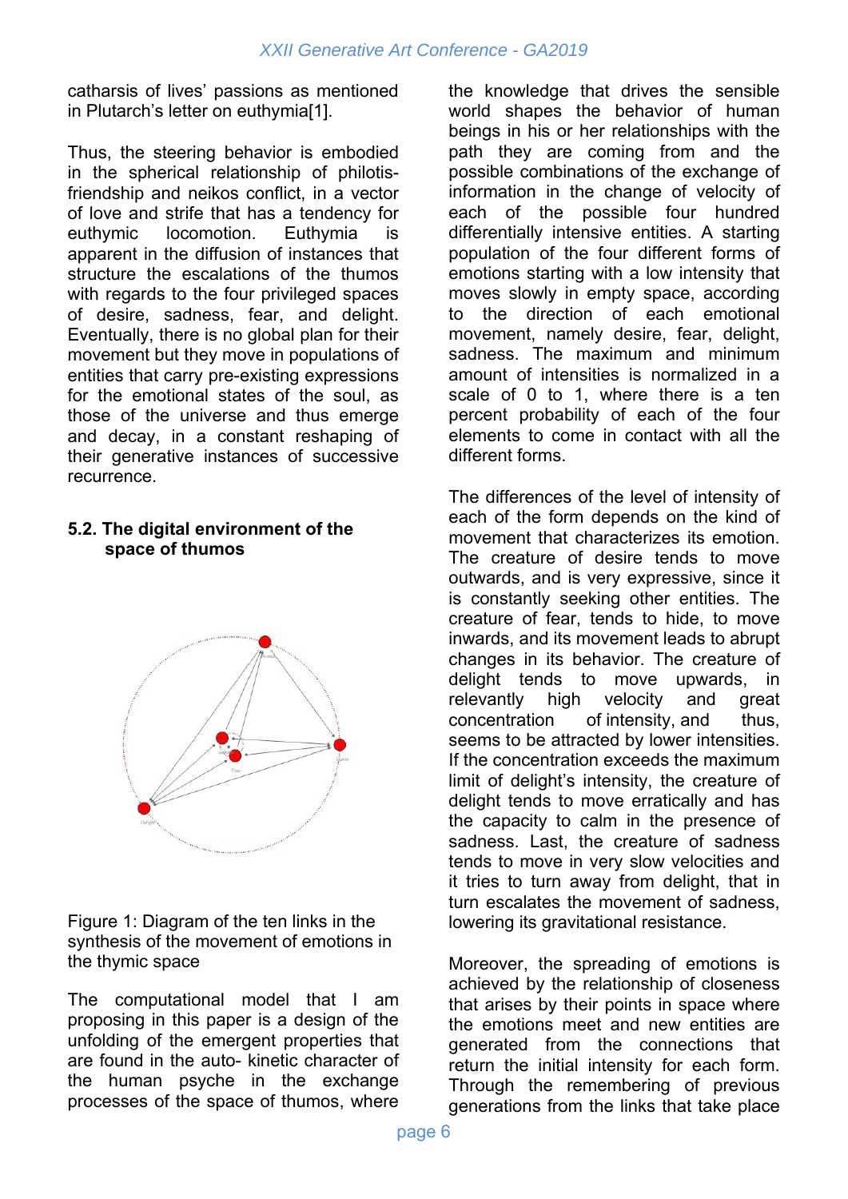catharsis of lives' passions as mentioned in Plutarch's letter on euthymia[1].

Thus, the steering behavior is embodied in the spherical relationship of philotis-friendship and neikos conflict, in a vector of love and strife that has a tendency for euthymic locomotion. Euthymia is apparent in the diffusion of instances that structure the escalations of the thumos with regards to the four privileged spaces of desire, sadness, fear, and delight. Eventually, there is no global plan for their movement but they move in populations of entities that carry pre-existing expressions for the emotional states of the soul, as those of the universe and thus emerge and decay, in a constant reshaping of their generative instances of successive recurrence.

### 5.2. The digital environment of the space of thumos

Figure 1: Diagram of the ten links in the synthesis of the movement of emotions in the thymic space

The computational model that I am proposing in this paper is a design of the unfolding of the emergent properties that are found in the auto- kinetic character of the human psyche in the exchange processes of the space of thumos, where the knowledge that drives the sensible world shapes the behavior of human beings in his or her relationships with the path they are coming from and the possible combinations of the exchange of information in the change of velocity of each of the possible four hundred differentially intensive entities. A starting population of the four different forms of emotions starting with a low intensity that moves slowly in empty space, according to the direction of each emotional movement, namely desire, fear, delight, sadness. The maximum and minimum amount of intensities is normalized in a scale of 0 to 1, where there is a ten percent probability of each of the four elements to come in contact with all the different forms.

The differences of the level of intensity of each of the form depends on the kind of movement that characterizes its emotion. The creature of desire tends to move outwards, and is very expressive, since it is constantly seeking other entities. The creature of fear, tends to hide, to move inwards, and its movement leads to abrupt changes in its behavior. The creature of delight tends to move upwards, in relevantly high velocity and great concentration of intensity, and thus, seems to be attracted by lower intensities. If the concentration exceeds the maximum limit of delight's intensity, the creature of delight tends to move erratically and has the capacity to calm in the presence of sadness. Last, the creature of sadness tends to move in very slow velocities and it tries to turn away from delight, that in turn escalates the movement of sadness, lowering its gravitational resistance.

Moreover, the spreading of emotions is achieved by the relationship of closeness that arises by their points in space where the emotions meet and new entities are generated from the connections that return the initial intensity for each form. Through the remembering of previous generations from the links that take place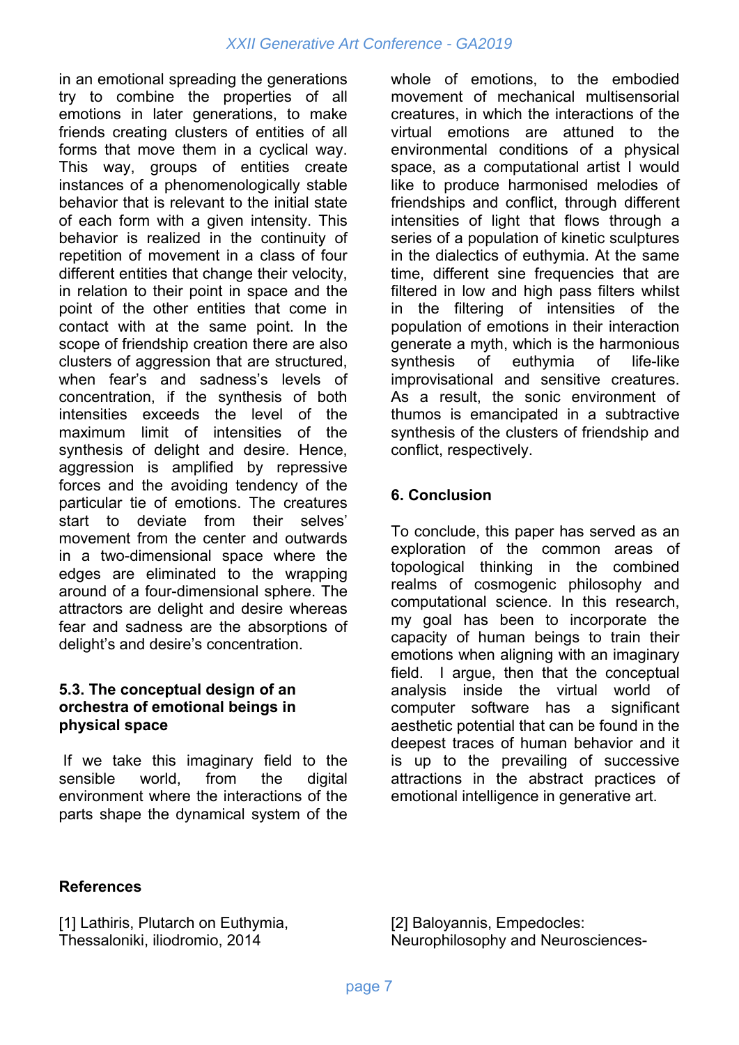in an emotional spreading the generations try to combine the properties of all emotions in later generations, to make friends creating clusters of entities of all forms that move them in a cyclical way. This way, groups of entities create instances of a phenomenologically stable behavior that is relevant to the initial state of each form with a given intensity. This behavior is realized in the continuity of repetition of movement in a class of four different entities that change their velocity, in relation to their point in space and the point of the other entities that come in contact with at the same point. In the scope of friendship creation there are also clusters of aggression that are structured, when fear's and sadness's levels of concentration, if the synthesis of both intensities exceeds the level of the maximum limit of intensities of the synthesis of delight and desire. Hence, aggression is amplified by repressive forces and the avoiding tendency of the particular tie of emotions. The creatures start to deviate from their selves' movement from the center and outwards in a two-dimensional space where the edges are eliminated to the wrapping around of a four-dimensional sphere. The attractors are delight and desire whereas fear and sadness are the absorptions of delight's and desire's concentration.

### 5.3. The conceptual design of an orchestra of emotional beings in physical space

If we take this imaginary field to the sensible world, from the digital environment where the interactions of the parts shape the dynamical system of the whole of emotions, to the embodied movement of mechanical multisensorial creatures, in which the interactions of the virtual emotions are attuned to the environmental conditions of a physical space, as a computational artist I would like to produce harmonised melodies of friendships and conflict, through different intensities of light that flows through a series of a population of kinetic sculptures in the dialectics of euthymia. At the same time, different sine frequencies that are filtered in low and high pass filters whilst in the filtering of intensities of the population of emotions in their interaction generate a myth, which is the harmonious synthesis of euthymia of life-like improvisational and sensitive creatures. As a result, the sonic environment of thumos is emancipated in a subtractive synthesis of the clusters of friendship and conflict, respectively.

## 6. Conclusion

To conclude, this paper has served as an exploration of the common areas of topological thinking in the combined realms of cosmogenic philosophy and computational science. In this research, my goal has been to incorporate the capacity of human beings to train their emotions when aligning with an imaginary field. I argue, then that the conceptual analysis inside the virtual world of computer software has a significant aesthetic potential that can be found in the deepest traces of human behavior and it is up to the prevailing of successive attractions in the abstract practices of emotional intelligence in generative art.

## References

[1] Lathiris, Plutarch on Euthymia, Thessaloniki, iliodromio, 2014

[2] Baloyannis, Empedocles: Neurophilosophy and Neurosciences-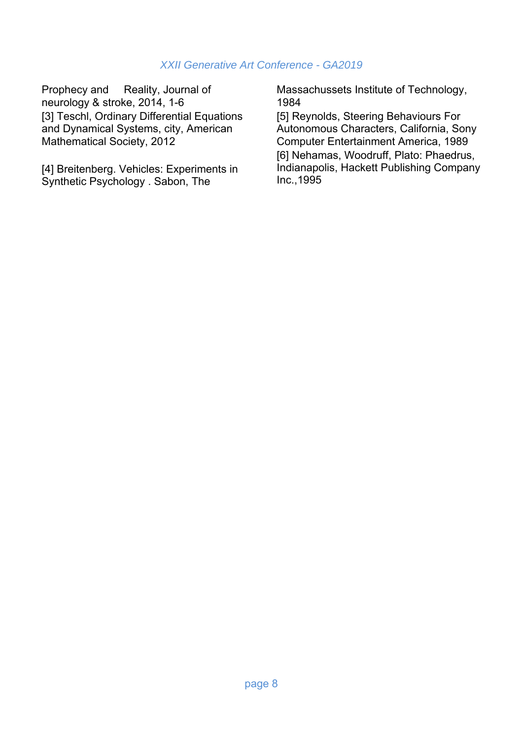Prophecy and Reality, Journal of neurology & stroke, 2014, 1-6

[3] Teschl, Ordinary Differential Equations and Dynamical Systems, city, American Mathematical Society, 2012

[4] Breitenberg. Vehicles: Experiments in Synthetic Psychology . Sabon, The Massachussets Institute of Technology, 1984

[5] Reynolds, Steering Behaviours For Autonomous Characters, California, Sony Computer Entertainment America, 1989

[6] Nehamas, Woodruff, Plato: Phaedrus, Indianapolis, Hackett Publishing Company Inc.,1995